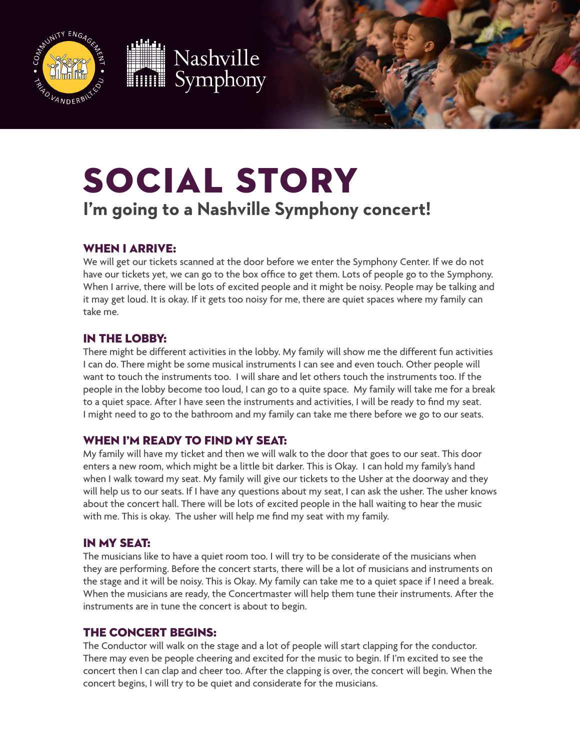# SOCIAL STORY

## I'm going to a Nashville Symphony concert!

### WHEN I ARRIVE:

We will get our tickets scanned at the door before we enter the Symphony Center. If we do not have our tickets yet, we can go to the box office to get them. Lots of people go to the Symphony. When I arrive, there will be lots of excited people and it might be noisy. People may be talking and it may get loud. It is okay. If it gets too noisy for me, there are quiet spaces where my family can take me.

### IN THE LOBBY:

There might be different activities in the lobby. My family will show me the different fun activities I can do. There might be some musical instruments I can see and even touch. Other people will want to touch the instruments too. I will share and let others touch the instruments too. If the people in the lobby become too loud, I can go to a quite space. My family will take me for a break to a quiet space. After I have seen the instruments and activities, I will be ready to find my seat. I might need to go to the bathroom and my family can take me there before we go to our seats.

### WHEN I'M READY TO FIND MY SEAT:

My family will have my ticket and then we will walk to the door that goes to our seat. This door enters a new room, which might be a little bit darker. This is Okay. I can hold my family's hand when I walk toward my seat. My family will give our tickets to the Usher at the doorway and they will help us to our seats. If I have any questions about my seat, I can ask the usher. The usher knows about the concert hall. There will be lots of excited people in the hall waiting to hear the music with me. This is okay. The usher will help me find my seat with my family.

### IN MY SEAT:

The musicians like to have a quiet room too. I will try to be considerate of the musicians when they are performing. Before the concert starts, there will be a lot of musicians and instruments on the stage and it will be noisy. This is Okay. My family can take me to a quiet space if I need a break. When the musicians are ready, the Concertmaster will help them tune their instruments. After the instruments are in tune the concert is about to begin.

### THE CONCERT BEGINS:

The Conductor will walk on the stage and a lot of people will start clapping for the conductor. There may even be people cheering and excited for the music to begin. If I'm excited to see the concert then I can clap and cheer too. After the clapping is over, the concert will begin. When the concert begins, I will try to be quiet and considerate for the musicians.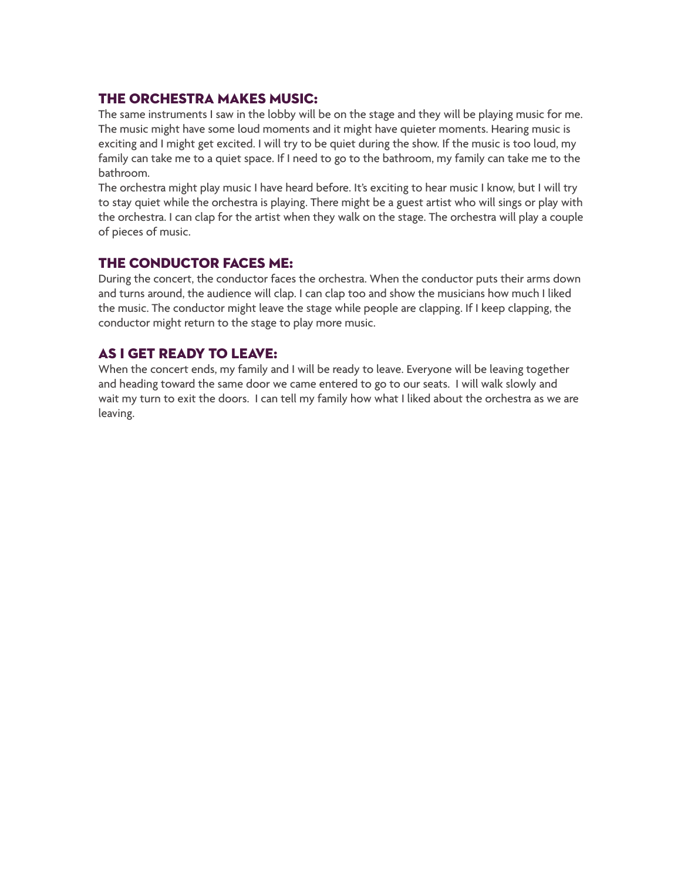## THE ORCHESTRA MAKES MUSIC:

The same instruments I saw in the lobby will be on the stage and they will be playing music for me. The music might have some loud moments and it might have quieter moments. Hearing music is exciting and I might get excited. I will try to be quiet during the show. If the music is too loud, my family can take me to a quiet space. If I need to go to the bathroom, my family can take me to the bathroom.

The orchestra might play music I have heard before. It's exciting to hear music I know, but I will try to stay quiet while the orchestra is playing. There might be a guest artist who will sings or play with the orchestra. I can clap for the artist when they walk on the stage. The orchestra will play a couple of pieces of music.

## THE CONDUCTOR FACES ME:

During the concert, the conductor faces the orchestra. When the conductor puts their arms down and turns around, the audience will clap. I can clap too and show the musicians how much I liked the music. The conductor might leave the stage while people are clapping. If I keep clapping, the conductor might return to the stage to play more music.

## AS I GET READY TO LEAVE:

When the concert ends, my family and I will be ready to leave. Everyone will be leaving together and heading toward the same door we came entered to go to our seats. I will walk slowly and wait my turn to exit the doors. I can tell my family how what I liked about the orchestra as we are leaving.